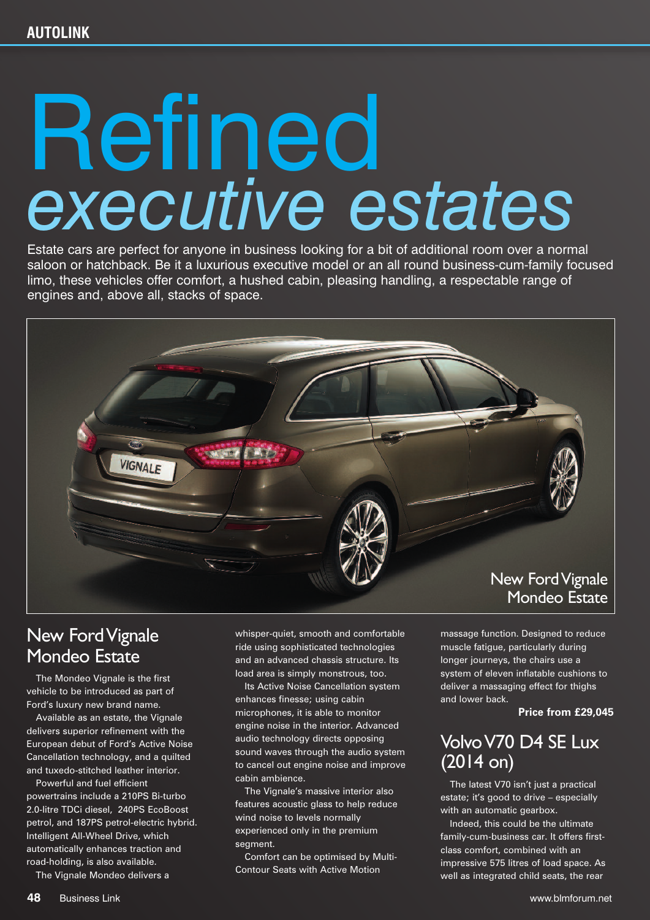# Refined *executive estates*

Estate cars are perfect for anyone in business looking for a bit of additional room over a normal saloon or hatchback. Be it a luxurious executive model or an all round business-cum-family focused limo, these vehicles offer comfort, a hushed cabin, pleasing handling, a respectable range of engines and, above all, stacks of space.

New Ford Vignale Mondeo Estate

## New Ford Vignale Mondeo Estate

The Mondeo Vignale is the first vehicle to be introduced as part of Ford's luxury new brand name.

Available as an estate, the Vignale delivers superior refinement with the European debut of Ford's Active Noise Cancellation technology, and a quilted and tuxedo-stitched leather interior.

Powerful and fuel efficient powertrains include a 210PS Bi-turbo 2.0-litre TDCi diesel, 240PS EcoBoost petrol, and 187PS petrol-electric hybrid. Intelligent All-Wheel Drive, which automatically enhances traction and road-holding, is also available.

The Vignale Mondeo delivers a whisper-quiet, smooth and comfortable ride using sophisticated technologies and an advanced chassis structure. Its load area is simply monstrous, too.

Its Active Noise Cancellation system enhances finesse; using cabin microphones, it is able to monitor engine noise in the interior. Advanced audio technology directs opposing sound waves through the audio system to cancel out engine noise and improve cabin ambience.

The Vignale's massive interior also features acoustic glass to help reduce wind noise to levels normally experienced only in the premium segment.

Comfort can be optimised by Multi-Contour Seats with Active Motion massage function. Designed to reduce muscle fatigue, particularly during longer journeys, the chairs use a system of eleven inflatable cushions to deliver a massaging effect for thighs and lower back.

**Price from £29,045**

## Volvo V70 D4 SE Lux (2014 on)

The latest V70 isn't just a practical estate; it's good to drive – especially with an automatic gearbox.

Indeed, this could be the ultimate family-cum-business car. It offers first-class comfort, combined with an impressive 575 litres of load space. As well as integrated child seats, the rear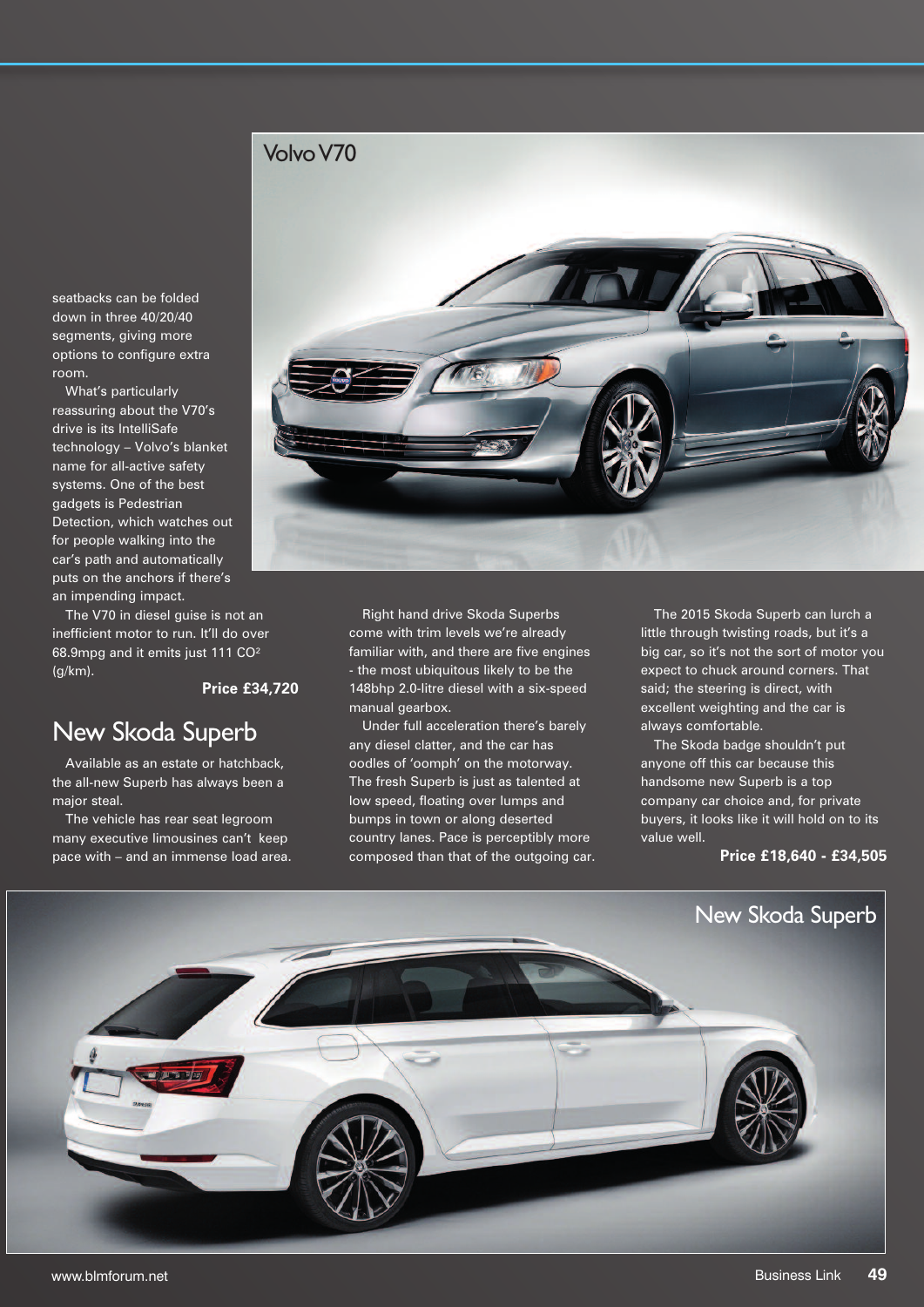Volvo V70

seatbacks can be folded down in three 40/20/40 segments, giving more options to configure extra room.

What's particularly reassuring about the V70's drive is its IntelliSafe technology – Volvo's blanket name for all-active safety systems. One of the best gadgets is Pedestrian Detection, which watches out for people walking into the car's path and automatically puts on the anchors if there's an impending impact.

The V70 in diesel guise is not an inefficient motor to run. It'll do over 68.9mpg and it emits just 111 $CO^2$ (g/km).

**Price £34,720**

## New Skoda Superb

Available as an estate or hatchback, the all-new Superb has always been a major steal.

The vehicle has rear seat legroom many executive limousines can't keep pace with – and an immense load area.

Right hand drive Skoda Superbs come with trim levels we're already familiar with, and there are five engines - the most ubiquitous likely to be the 148bhp 2.0-litre diesel with a six-speed manual gearbox.

Under full acceleration there's barely any diesel clatter, and the car has oodles of 'oomph' on the motorway. The fresh Superb is just as talented at low speed, floating over lumps and bumps in town or along deserted country lanes. Pace is perceptibly more composed than that of the outgoing car.

The 2015 Skoda Superb can lurch a little through twisting roads, but it's a big car, so it's not the sort of motor you expect to chuck around corners. That said; the steering is direct, with excellent weighting and the car is always comfortable.

The Skoda badge shouldn't put anyone off this car because this handsome new Superb is a top company car choice and, for private buyers, it looks like it will hold on to its value well.

**Price £18,640 - £34,505**

New Skoda Superb